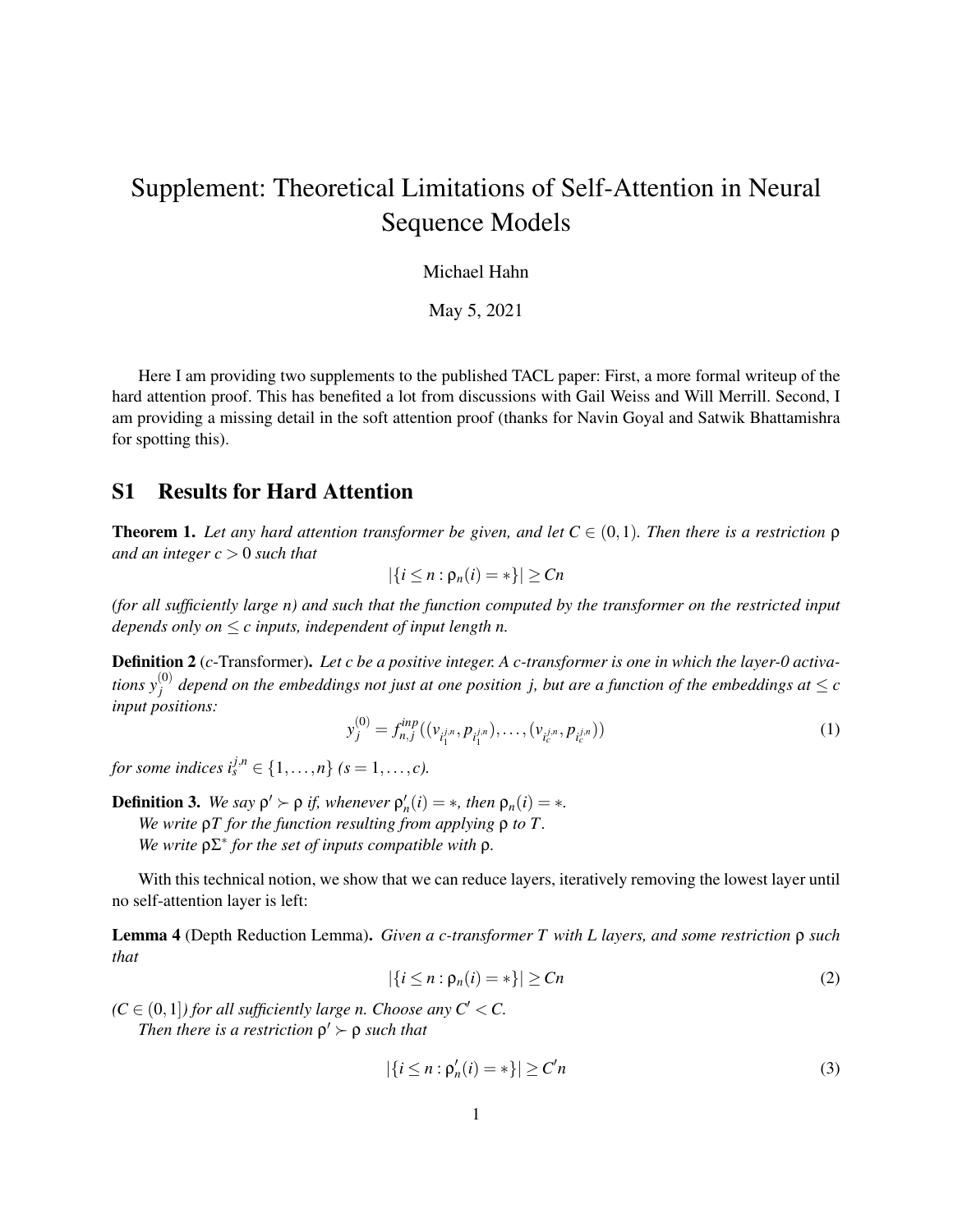# Supplement: Theoretical Limitations of Self-Attention in Neural Sequence Models

Michael Hahn

May 5, 2021

Here I am providing two supplements to the published TACL paper: First, a more formal writeup of the hard attention proof. This has benefited a lot from discussions with Gail Weiss and Will Merrill. Second, I am providing a missing detail in the soft attention proof (thanks for Navin Goyal and Satwik Bhattamishra for spotting this).

## S1 Results for Hard Attention

**Theorem 1.** *Let any hard attention transformer be given, and let $C \in (0,1)$. Then there is a restriction $\rho$ and an integer $c > 0$ such that*

$$|\{i \leq n : \rho_n(i) = *\}| \geq Cn$$

*(for all sufficiently large $n$) and such that the function computed by the transformer on the restricted input depends only on $\leq c$ inputs, independent of input length $n$.*

**Definition 2** ($c$-Transformer)**.** *Let $c$ be a positive integer. A $c$-transformer is one in which the layer-0 activations $y_j^{(0)}$ depend on the embeddings not just at one position $j$, but are a function of the embeddings at $\leq c$ input positions:*

$$y_j^{(0)} = f_{n,j}^{inp}((v_{i_1^{j,n}}, p_{i_1^{j,n}}), \dots, (v_{i_c^{j,n}}, p_{i_c^{j,n}})) \tag{1}$$

*for some indices $i_s^{j,n} \in \{1, \dots, n\}$ ($s = 1, \dots, c$).*

**Definition 3.** *We say $\rho' \succ \rho$ if, whenever $\rho'_n(i) = *$, then $\rho_n(i) = *$.*

*We write $\rho T$ for the function resulting from applying $\rho$ to $T$.*

*We write $\rho\Sigma^*$ for the set of inputs compatible with $\rho$.*

With this technical notion, we show that we can reduce layers, iteratively removing the lowest layer until no self-attention layer is left:

**Lemma 4** (Depth Reduction Lemma)**.** *Given a $c$-transformer $T$ with $L$ layers, and some restriction $\rho$ such that*

$$|\{i \leq n : \rho_n(i) = *\}| \geq Cn \tag{2}$$

*($C \in (0,1]$) for all sufficiently large $n$. Choose any $C' < C$.*

*Then there is a restriction $\rho' \succ \rho$ such that*

$$|\{i \leq n : \rho'_n(i) = *\}| \geq C'n \tag{3}$$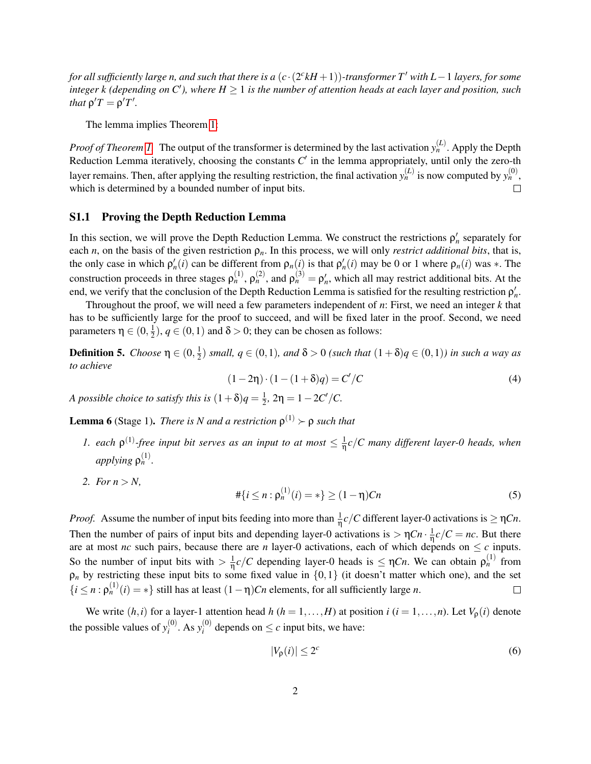*for all sufficiently large n, and such that there is a $(c \cdot (2^c kH+1))$-transformer $T'$ with $L-1$ layers, for some integer k (depending on $C'$), where $H \geq 1$ is the number of attention heads at each layer and position, such that $\rho' T = \rho' T'$.*

The lemma implies Theorem 1:

*Proof of Theorem 1.* The output of the transformer is determined by the last activation $y_n^{(L)}$. Apply the Depth Reduction Lemma iteratively, choosing the constants $C'$ in the lemma appropriately, until only the zero-th layer remains. Then, after applying the resulting restriction, the final activation $y_n^{(L)}$ is now computed by $y_n^{(0)}$, which is determined by a bounded number of input bits. □

## S1.1 Proving the Depth Reduction Lemma

In this section, we will prove the Depth Reduction Lemma. We construct the restrictions $\rho'_n$ separately for each $n$, on the basis of the given restriction $\rho_n$. In this process, we will only *restrict additional bits*, that is, the only case in which $\rho'_n(i)$ can be different from $\rho_n(i)$ is that $\rho'_n(i)$ may be 0 or 1 where $\rho_n(i)$ was $*$. The construction proceeds in three stages $\rho_n^{(1)}$, $\rho_n^{(2)}$, and $\rho_n^{(3)} = \rho'_n$, which all may restrict additional bits. At the end, we verify that the conclusion of the Depth Reduction Lemma is satisfied for the resulting restriction $\rho'_n$.

Throughout the proof, we will need a few parameters independent of $n$: First, we need an integer $k$ that has to be sufficiently large for the proof to succeed, and will be fixed later in the proof. Second, we need parameters $\eta \in (0, \frac{1}{2})$, $q \in (0,1)$ and $\delta > 0$; they can be chosen as follows:

**Definition 5.** *Choose $\eta \in (0, \frac{1}{2})$ small, $q \in (0,1)$, and $\delta > 0$ (such that $(1+\delta)q \in (0,1)$) in such a way as to achieve*

$$(1-2\eta) \cdot (1-(1+\delta)q) = C'/C \tag{4}$$

*A possible choice to satisfy this is $(1+\delta)q = \frac{1}{2}$, $2\eta = 1 - 2C'/C$.*

**Lemma 6** (Stage 1). *There is $N$ and a restriction $\rho^{(1)} \succ \rho$ such that*

1. *each $\rho^{(1)}$-free input bit serves as an input to at most $\leq \frac{1}{\eta} c/C$ many different layer-0 heads, when applying $\rho_n^{(1)}$.*
2. *For $n > N$,*

$$\#\{i \leq n : \rho_n^{(1)}(i) = *\} \geq (1-\eta)Cn \tag{5}$$

*Proof.* Assume the number of input bits feeding into more than $\frac{1}{\eta}c/C$ different layer-0 activations is $\geq \eta Cn$. Then the number of pairs of input bits and depending layer-0 activations is $> \eta Cn \cdot \frac{1}{\eta} c/C = nc$. But there are at most $nc$ such pairs, because there are $n$ layer-0 activations, each of which depends on $\leq c$ inputs. So the number of input bits with $> \frac{1}{\eta}c/C$ depending layer-0 heads is $\leq \eta Cn$. We can obtain $\rho_n^{(1)}$ from $\rho_n$ by restricting these input bits to some fixed value in $\{0,1\}$ (it doesn't matter which one), and the set $\{i \leq n : \rho_n^{(1)}(i) = *\}$ still has at least $(1-\eta)Cn$ elements, for all sufficiently large $n$. □

We write $(h,i)$ for a layer-1 attention head $h$ ($h = 1, \ldots, H$) at position $i$ ($i = 1, \ldots, n$). Let $V_\rho(i)$ denote the possible values of $y_i^{(0)}$. As $y_i^{(0)}$ depends on $\leq c$ input bits, we have:

$$|V_\rho(i)| \leq 2^c \tag{6}$$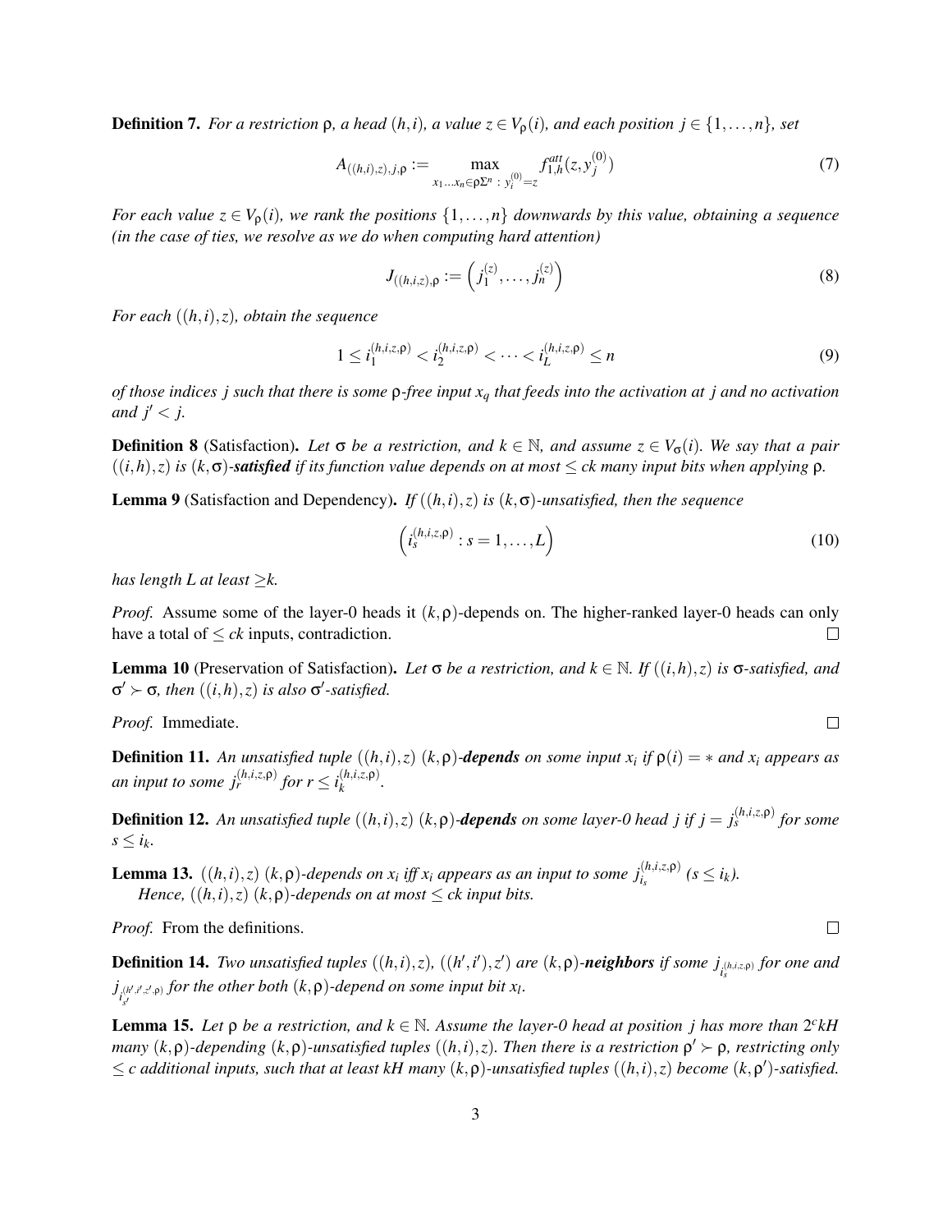**Definition 7.** *For a restriction* $\rho$*, a head* $(h,i)$*, a value* $z \in V_\rho(i)$*, and each position* $j \in \{1,\dots,n\}$*, set*

$$A_{((h,i),z),j,\rho} := \max_{x_1\dots x_n \in \rho\Sigma^n \,:\, y_i^{(0)}=z} f_{1,h}^{att}(z, y_j^{(0)}) \tag{7}$$

*For each value* $z \in V_\rho(i)$*, we rank the positions* $\{1,\dots,n\}$ *downwards by this value, obtaining a sequence (in the case of ties, we resolve as we do when computing hard attention)*

$$J_{((h,i,z),\rho} := \left(j_1^{(z)}, \dots, j_n^{(z)}\right) \tag{8}$$

*For each* $((h,i),z)$*, obtain the sequence*

$$1 \le i_1^{(h,i,z,\rho)} < i_2^{(h,i,z,\rho)} < \dots < i_L^{(h,i,z,\rho)} \le n \tag{9}$$

*of those indices* $j$ *such that there is some* $\rho$*-free input* $x_q$ *that feeds into the activation at* $j$ *and no activation and* $j' < j$*.*

**Definition 8** (Satisfaction)**.** *Let* $\sigma$ *be a restriction,* $k \in \mathbb{N}$*, and assume* $z \in V_\sigma(i)$*. We say that a pair* $((i,h),z)$ *is* $(k,\sigma)$*-**satisfied** if its function value depends on at most* $\le ck$ *many input bits when applying* $\rho$*.*

**Lemma 9** (Satisfaction and Dependency)**.** *If* $((h,i),z)$ *is* $(k,\sigma)$*-unsatisfied, then the sequence*

$$\left(i_s^{(h,i,z,\rho)} : s = 1,\dots,L\right) \tag{10}$$

*has length* $L$ *at least* $\ge k$*.*

*Proof.* Assume some of the layer-0 heads it $(k,\rho)$-depends on. The higher-ranked layer-0 heads can only have a total of $\le ck$ inputs, contradiction. □

**Lemma 10** (Preservation of Satisfaction)**.** *Let* $\sigma$ *be a restriction, and* $k \in \mathbb{N}$*. If* $((i,h),z)$ *is* $\sigma$*-satisfied, and* $\sigma' \succ \sigma$*, then* $((i,h),z)$ *is also* $\sigma'$*-satisfied.*

*Proof.* Immediate. □

**Definition 11.** *An unsatisfied tuple* $((h,i),z)$ $(k,\rho)$*-**depends** on some input* $x_i$ *if* $\rho(i) = *$ *and* $x_i$ *appears as an input to some* $j_r^{(h,i,z,\rho)}$ *for* $r \le i_k^{(h,i,z,\rho)}$*.*

**Definition 12.** *An unsatisfied tuple* $((h,i),z)$ $(k,\rho)$*-**depends** on some layer-0 head* $j$ *if* $j = j_s^{(h,i,z,\rho)}$ *for some* $s \le i_k$*.*

**Lemma 13.** $((h,i),z)$ $(k,\rho)$*-depends on* $x_i$ *iff* $x_i$ *appears as an input to some* $j_{i_s}^{(h,i,z,\rho)}$ $(s \le i_k)$*.*
*Hence,* $((h,i),z)$ $(k,\rho)$*-depends on at most* $\le ck$ *input bits.*

*Proof.* From the definitions. □

**Definition 14.** *Two unsatisfied tuples* $((h,i),z)$*,* $((h',i'),z')$ *are* $(k,\rho)$*-**neighbors** if some* $j_{i_s^{(h,i,z,\rho)}}$ *for one and* $j_{i_{s'}^{(h',i',z',\rho)}}$ *for the other both* $(k,\rho)$*-depend on some input bit* $x_l$*.*

**Lemma 15.** *Let* $\rho$ *be a restriction, and* $k \in \mathbb{N}$*. Assume the layer-0 head at position* $j$ *has more than* $2^c kH$ *many* $(k,\rho)$*-depending* $(k,\rho)$*-unsatisfied tuples* $((h,i),z)$*. Then there is a restriction* $\rho' \succ \rho$*, restricting only* $\le c$ *additional inputs, such that at least* $kH$ *many* $(k,\rho)$*-unsatisfied tuples* $((h,i),z)$ *become* $(k,\rho')$*-satisfied.*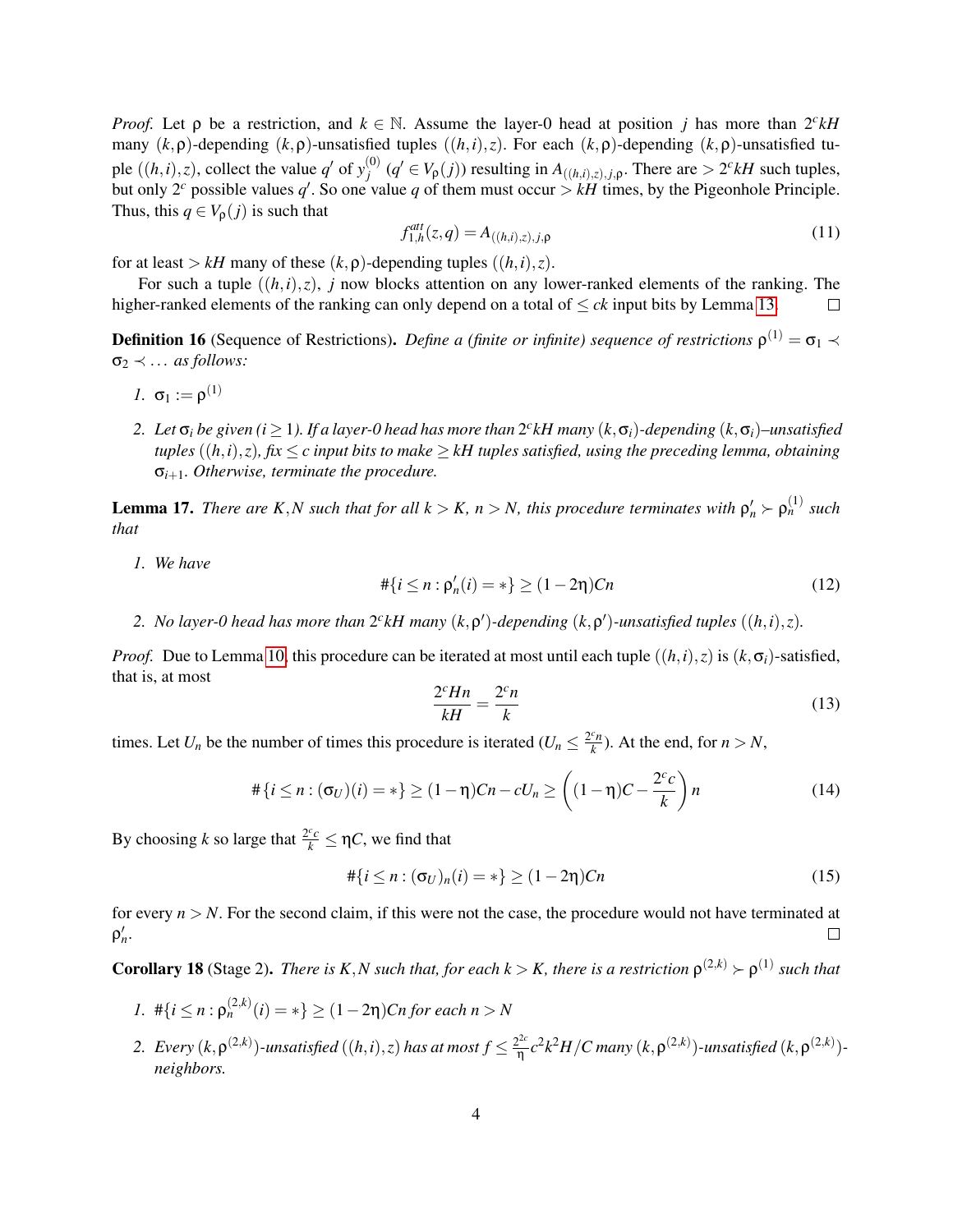*Proof.* Let $\rho$ be a restriction, and $k \in \mathbb{N}$. Assume the layer-0 head at position $j$ has more than $2^c kH$ many $(k,\rho)$-depending $(k,\rho)$-unsatisfied tuples $((h,i),z)$. For each $(k,\rho)$-depending $(k,\rho)$-unsatisfied tuple $((h,i),z)$, collect the value $q'$ of $y_j^{(0)}$ ($q' \in V_\rho(j)$) resulting in $A_{((h,i),z),j,\rho}$. There are $> 2^c kH$ such tuples, but only $2^c$ possible values $q'$. So one value $q$ of them must occur $> kH$ times, by the Pigeonhole Principle. Thus, this $q \in V_\rho(j)$ is such that

$$f_{1,h}^{att}(z,q) = A_{((h,i),z),j,\rho} \tag{11}$$

for at least $> kH$ many of these $(k,\rho)$-depending tuples $((h,i),z)$.

For such a tuple $((h,i),z)$, $j$ now blocks attention on any lower-ranked elements of the ranking. The higher-ranked elements of the ranking can only depend on a total of $\leq ck$ input bits by Lemma 13. $\square$

**Definition 16** (Sequence of Restrictions)**.** *Define a (finite or infinite) sequence of restrictions $\rho^{(1)} = \sigma_1 \prec \sigma_2 \prec \dots$ as follows:*

1. $\sigma_1 := \rho^{(1)}$
2. *Let $\sigma_i$ be given ($i \geq 1$). If a layer-0 head has more than $2^c kH$ many $(k,\sigma_i)$-depending $(k,\sigma_i)$–unsatisfied tuples $((h,i),z)$, fix $\leq c$ input bits to make $\geq kH$ tuples satisfied, using the preceding lemma, obtaining $\sigma_{i+1}$. Otherwise, terminate the procedure.*

**Lemma 17.** *There are $K,N$ such that for all $k > K$, $n > N$, this procedure terminates with $\rho'_n \succ \rho_n^{(1)}$ such that*

1. *We have*
$$\#\{i \leq n : \rho'_n(i) = *\} \geq (1-2\eta)Cn \tag{12}$$
2. *No layer-0 head has more than $2^c kH$ many $(k,\rho')$-depending $(k,\rho')$-unsatisfied tuples $((h,i),z)$.*

*Proof.* Due to Lemma 10, this procedure can be iterated at most until each tuple $((h,i),z)$ is $(k,\sigma_i)$-satisfied, that is, at most

$$\frac{2^c Hn}{kH} = \frac{2^c n}{k} \tag{13}$$

times. Let $U_n$ be the number of times this procedure is iterated ($U_n \leq \frac{2^c n}{k}$). At the end, for $n > N$,

$$\#\{i \leq n : (\sigma_U)(i) = *\} \geq (1-\eta)Cn - cU_n \geq \left((1-\eta)C - \frac{2^c c}{k}\right)n \tag{14}$$

By choosing $k$ so large that $\frac{2^c c}{k} \leq \eta C$, we find that

$$\#\{i \leq n : (\sigma_U)_n(i) = *\} \geq (1-2\eta)Cn \tag{15}$$

for every $n > N$. For the second claim, if this were not the case, the procedure would not have terminated at $\rho'_n$. $\square$

**Corollary 18** (Stage 2)**.** *There is $K,N$ such that, for each $k > K$, there is a restriction $\rho^{(2,k)} \succ \rho^{(1)}$ such that*

1. $\#\{i \leq n : \rho_n^{(2,k)}(i) = *\} \geq (1-2\eta)Cn$ *for each $n > N$*
2. *Every $(k,\rho^{(2,k)})$-unsatisfied $((h,i),z)$ has at most $f \leq \frac{2^{2c}}{\eta}c^2k^2H/C$ many $(k,\rho^{(2,k)})$-unsatisfied $(k,\rho^{(2,k)})$-neighbors.*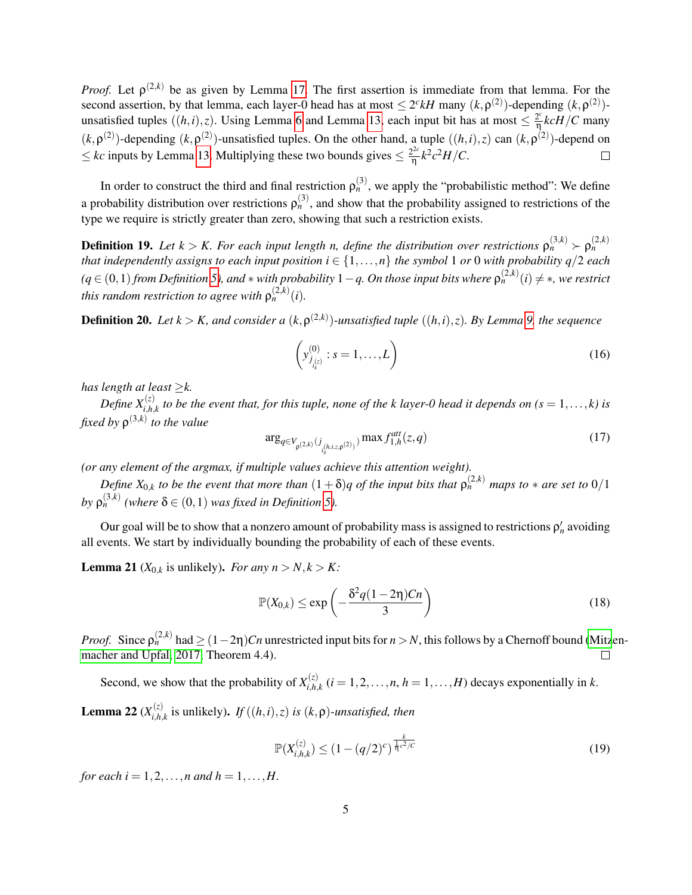*Proof.* Let $\rho^{(2,k)}$ be as given by Lemma 17. The first assertion is immediate from that lemma. For the second assertion, by that lemma, each layer-0 head has at most $\leq 2^c kH$ many $(k,\rho^{(2)})$-depending $(k,\rho^{(2)})$-unsatisfied tuples $((h,i),z)$. Using Lemma 6 and Lemma 13, each input bit has at most $\leq \frac{2^c}{\eta} kcH/C$ many $(k,\rho^{(2)})$-depending $(k,\rho^{(2)})$-unsatisfied tuples. On the other hand, a tuple $((h,i),z)$ can $(k,\rho^{(2)})$-depend on $\leq kc$ inputs by Lemma 13. Multiplying these two bounds gives $\leq \frac{2^{2c}}{\eta} k^2 c^2 H/C$. □

In order to construct the third and final restriction $\rho_n^{(3)}$, we apply the "probabilistic method": We define a probability distribution over restrictions $\rho_n^{(3)}$, and show that the probability assigned to restrictions of the type we require is strictly greater than zero, showing that such a restriction exists.

**Definition 19.** *Let $k > K$. For each input length $n$, define the distribution over restrictions $\rho_n^{(3,k)} \succ \rho_n^{(2,k)}$ that independently assigns to each input position $i \in \{1,\dots,n\}$ the symbol 1 or 0 with probability $q/2$ each ($q \in (0,1)$ from Definition 5), and $*$ with probability $1-q$. On those input bits where $\rho_n^{(2,k)}(i) \neq *$, we restrict this random restriction to agree with $\rho_n^{(2,k)}(i)$.*

**Definition 20.** *Let $k > K$, and consider a $(k,\rho^{(2,k)})$-unsatisfied tuple $((h,i),z)$. By Lemma 9, the sequence*

$$\left(y^{(0)}_{j_{i_s^{(z)}}} : s = 1,\dots,L\right) \tag{16}$$

*has length at least $\geq k$.*

*Define $X^{(z)}_{i,h,k}$ to be the event that, for this tuple, none of the $k$ layer-0 head it depends on ($s = 1,\dots,k$) is fixed by $\rho^{(3,k)}$ to the value*

$$\arg_{q \in V_{\rho^{(2,k)}}(j_{i_s^{(h,i,z,\rho^{(2)})}})} \max f^{att}_{1,h}(z,q) \tag{17}$$

*(or any element of the argmax, if multiple values achieve this attention weight).*

*Define $X_{0,k}$ to be the event that more than $(1+\delta)q$ of the input bits that $\rho_n^{(2,k)}$ maps to $*$ are set to $0/1$ by $\rho_n^{(3,k)}$ (where $\delta \in (0,1)$ was fixed in Definition 5).*

Our goal will be to show that a nonzero amount of probability mass is assigned to restrictions $\rho'_n$ avoiding all events. We start by individually bounding the probability of each of these events.

**Lemma 21** ($X_{0,k}$ is unlikely)**.** *For any $n > N, k > K$:*

$$\mathbb{P}(X_{0,k}) \leq \exp\left(-\frac{\delta^2 q(1-2\eta)Cn}{3}\right) \tag{18}$$

*Proof.* Since $\rho_n^{(2,k)}$ had $\geq (1-2\eta)Cn$ unrestricted input bits for $n > N$, this follows by a Chernoff bound (Mitzenmacher and Upfal, 2017, Theorem 4.4). □

Second, we show that the probability of $X^{(z)}_{i,h,k}$ ($i = 1,2,\dots,n$, $h = 1,\dots,H$) decays exponentially in $k$.

**Lemma 22** ($X^{(z)}_{i,h,k}$ is unlikely)**.** *If $((h,i),z)$ is $(k,\rho)$-unsatisfied, then*

$$\mathbb{P}(X^{(z)}_{i,h,k}) \leq (1-(q/2)^c)^{\frac{k}{\frac{1}{\eta}c^2/C}} \tag{19}$$

*for each $i = 1,2,\dots,n$ and $h = 1,\dots,H$.*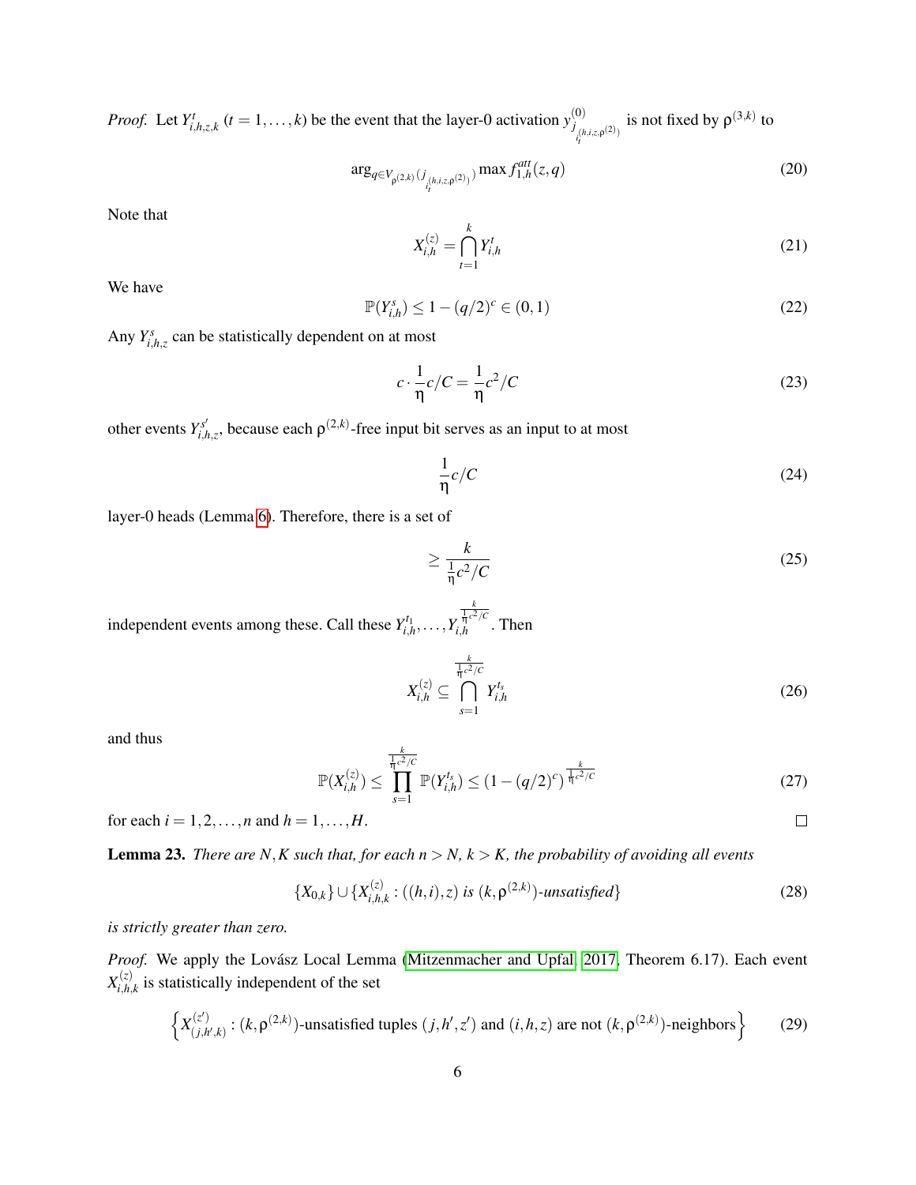*Proof.* Let $Y^t_{i,h,z,k}$ ($t = 1, \ldots, k$) be the event that the layer-0 activation $y^{(0)}_{j_{i_t^{(h,i,z,\rho^{(2)})}}}$ is not fixed by $\rho^{(3,k)}$ to

$$\arg_{q \in V_{\rho^{(2,k)}}(j_{i_t^{(h,i,z,\rho^{(2)})}})} \max f^{att}_{1,h}(z,q) \tag{20}$$

Note that

$$X^{(z)}_{i,h} = \bigcap_{t=1}^{k} Y^t_{i,h} \tag{21}$$

We have

$$\mathbb{P}(Y^s_{i,h}) \leq 1 - (q/2)^c \in (0,1) \tag{22}$$

Any $Y^s_{i,h,z}$ can be statistically dependent on at most

$$c \cdot \frac{1}{\eta} c/C = \frac{1}{\eta} c^2/C \tag{23}$$

other events $Y^{s'}_{i,h,z}$, because each $\rho^{(2,k)}$-free input bit serves as an input to at most

$$\frac{1}{\eta} c/C \tag{24}$$

layer-0 heads (Lemma 6). Therefore, there is a set of

$$\geq \frac{k}{\frac{1}{\eta} c^2/C} \tag{25}$$

independent events among these. Call these $Y^{t_1}_{i,h}, \ldots, Y^{\frac{k}{\frac{1}{\eta}c^2/C}}_{i,h}$. Then

$$X^{(z)}_{i,h} \subseteq \bigcap_{s=1}^{\frac{k}{\frac{1}{\eta}c^2/C}} Y^{t_s}_{i,h} \tag{26}$$

and thus

$$\mathbb{P}(X^{(z)}_{i,h}) \leq \prod_{s=1}^{\frac{k}{\frac{1}{\eta}c^2/C}} \mathbb{P}(Y^{t_s}_{i,h}) \leq (1 - (q/2)^c)^{\frac{k}{\frac{1}{\eta}c^2/C}} \tag{27}$$

for each $i = 1, 2, \ldots, n$ and $h = 1, \ldots, H$. $\square$

**Lemma 23.** *There are $N, K$ such that, for each $n > N$, $k > K$, the probability of avoiding all events*

$$\{X_{0,k}\} \cup \{X^{(z)}_{i,h,k} : ((h,i),z) \text{ is } (k, \rho^{(2,k)})\text{-unsatisfied}\} \tag{28}$$

*is strictly greater than zero.*

*Proof.* We apply the Lovász Local Lemma (Mitzenmacher and Upfal, 2017, Theorem 6.17). Each event $X^{(z)}_{i,h,k}$ is statistically independent of the set

$$\left\{X^{(z')}_{(j,h',k)} : (k, \rho^{(2,k)})\text{-unsatisfied tuples } (j,h',z') \text{ and } (i,h,z) \text{ are not } (k, \rho^{(2,k)})\text{-neighbors}\right\} \tag{29}$$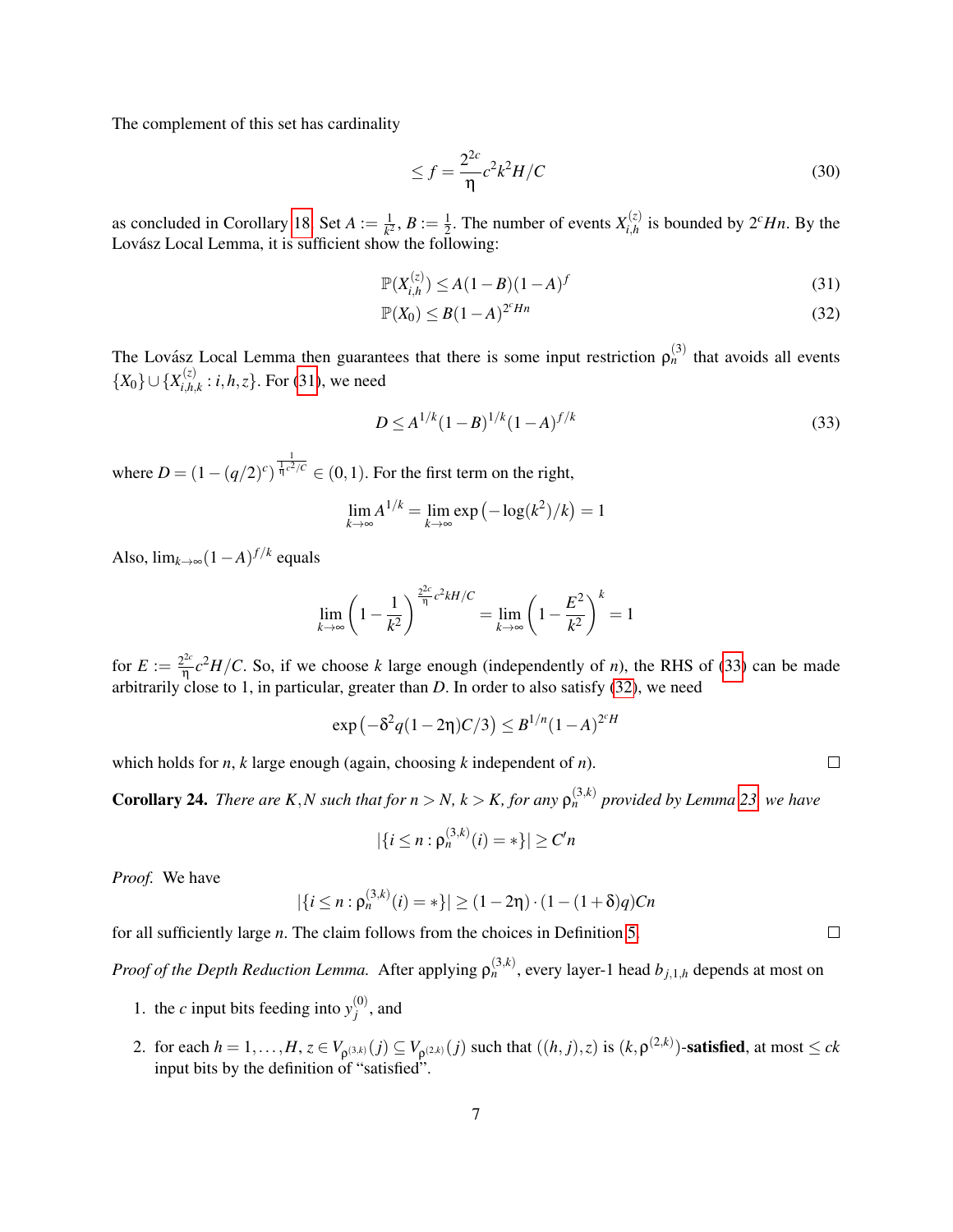The complement of this set has cardinality

$$\leq f = \frac{2^{2c}}{\eta} c^2 k^2 H / C \tag{30}$$

as concluded in Corollary 18. Set $A := \frac{1}{k^2}$, $B := \frac{1}{2}$. The number of events $X_{i,h}^{(z)}$ is bounded by $2^c Hn$. By the Lovász Local Lemma, it is sufficient show the following:

$$\mathbb{P}(X_{i,h}^{(z)}) \leq A(1-B)(1-A)^f \tag{31}$$

$$\mathbb{P}(X_0) \leq B(1-A)^{2^c Hn} \tag{32}$$

The Lovász Local Lemma then guarantees that there is some input restriction $\rho_n^{(3)}$ that avoids all events $\{X_0\} \cup \{X_{i,h,k}^{(z)} : i,h,z\}$. For (31), we need

$$D \leq A^{1/k}(1-B)^{1/k}(1-A)^{f/k} \tag{33}$$

where $D = (1-(q/2)^c)^{\frac{1}{\frac{1}{\eta}c^2/C}} \in (0,1)$. For the first term on the right,

$$\lim_{k\to\infty} A^{1/k} = \lim_{k\to\infty} \exp\left(-\log(k^2)/k\right) = 1$$

Also, $\lim_{k\to\infty}(1-A)^{f/k}$ equals

$$\lim_{k\to\infty}\left(1-\frac{1}{k^2}\right)^{\frac{2^{2c}}{\eta}c^2 kH/C} = \lim_{k\to\infty}\left(1-\frac{E^2}{k^2}\right)^k = 1$$

for $E := \frac{2^{2c}}{\eta}c^2 H/C$. So, if we choose $k$ large enough (independently of $n$), the RHS of (33) can be made arbitrarily close to 1, in particular, greater than $D$. In order to also satisfy (32), we need

$$\exp\left(-\delta^2 q(1-2\eta)C/3\right) \leq B^{1/n}(1-A)^{2^c H}$$

which holds for $n$, $k$ large enough (again, choosing $k$ independent of $n$). □

**Corollary 24.** *There are $K, N$ such that for $n > N$, $k > K$, for any $\rho_n^{(3,k)}$ provided by Lemma 23 we have*

$$|\{i \leq n : \rho_n^{(3,k)}(i) = *\}| \geq C'n$$

*Proof.* We have

$$|\{i \leq n : \rho_n^{(3,k)}(i) = *\}| \geq (1-2\eta)\cdot(1-(1+\delta)q)Cn$$

for all sufficiently large $n$. The claim follows from the choices in Definition 5. □

*Proof of the Depth Reduction Lemma.* After applying $\rho_n^{(3,k)}$, every layer-1 head $b_{j,1,h}$ depends at most on

1. the $c$ input bits feeding into $y_j^{(0)}$, and
2. for each $h = 1, \ldots, H$, $z \in V_{\rho^{(3,k)}}(j) \subseteq V_{\rho^{(2,k)}}(j)$ such that $((h,j),z)$ is $(k, \rho^{(2,k)})$-**satisfied**, at most $\leq ck$ input bits by the definition of "satisfied".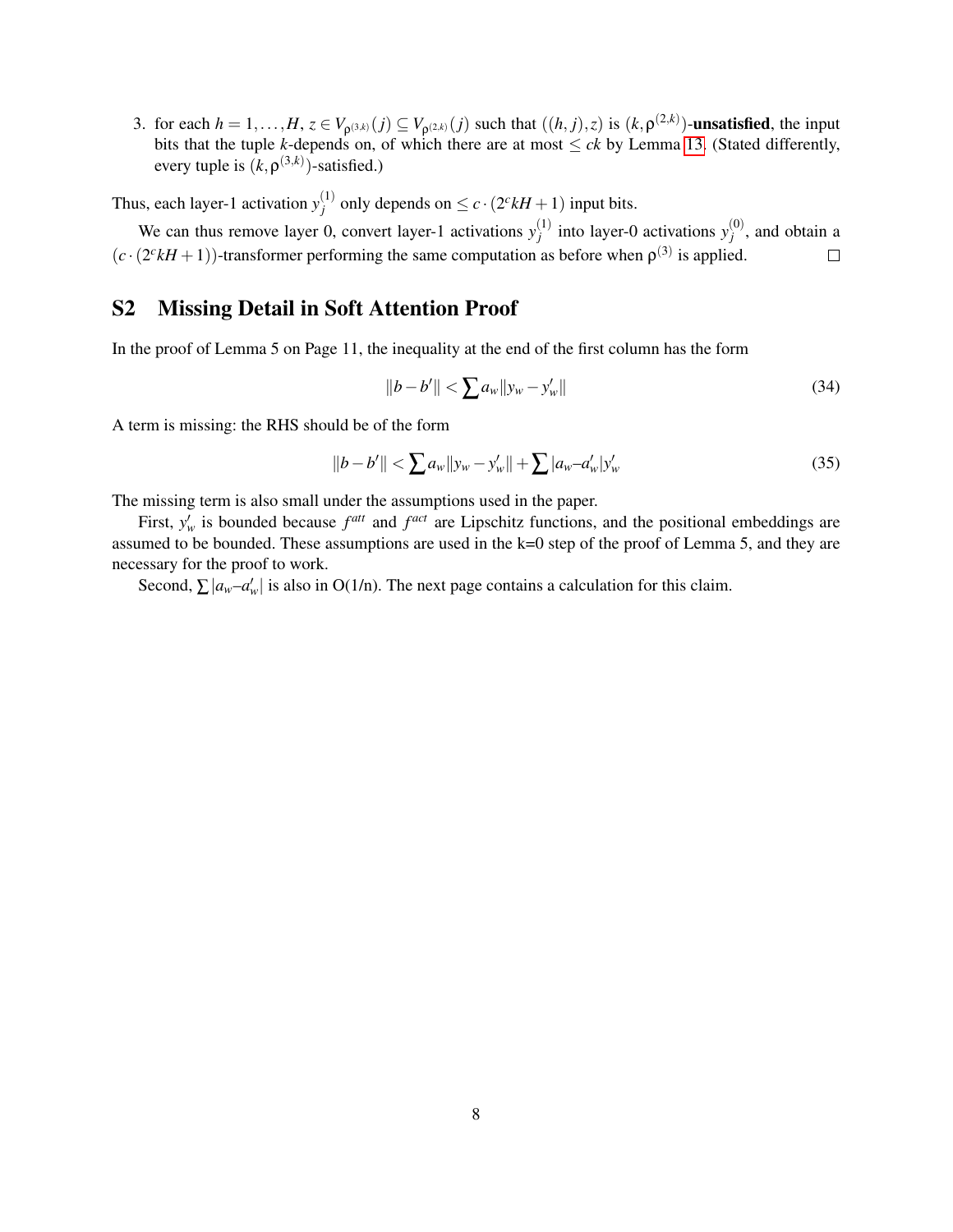3. for each $h = 1, \ldots, H$, $z \in V_{\rho^{(3,k)}}(j) \subseteq V_{\rho^{(2,k)}}(j)$ such that $((h, j), z)$ is $(k, \rho^{(2,k)})$-**unsatisfied**, the input bits that the tuple $k$-depends on, of which there are at most $\leq ck$ by Lemma 13. (Stated differently, every tuple is $(k, \rho^{(3,k)})$-satisfied.)

Thus, each layer-1 activation $y_j^{(1)}$ only depends on $\leq c \cdot (2^c kH + 1)$ input bits.

We can thus remove layer 0, convert layer-1 activations $y_j^{(1)}$ into layer-0 activations $y_j^{(0)}$, and obtain a $(c \cdot (2^c kH + 1))$-transformer performing the same computation as before when $\rho^{(3)}$ is applied. $\square$

## S2 Missing Detail in Soft Attention Proof

In the proof of Lemma 5 on Page 11, the inequality at the end of the first column has the form

$$\|b - b'\| < \sum a_w \|y_w - y'_w\| \tag{34}$$

A term is missing: the RHS should be of the form

$$\|b - b'\| < \sum a_w \|y_w - y'_w\| + \sum |a_w - a'_w| y'_w \tag{35}$$

The missing term is also small under the assumptions used in the paper.

First, $y'_w$ is bounded because $f^{att}$ and $f^{act}$ are Lipschitz functions, and the positional embeddings are assumed to be bounded. These assumptions are used in the k=0 step of the proof of Lemma 5, and they are necessary for the proof to work.

Second, $\sum |a_w - a'_w|$ is also in O(1/n). The next page contains a calculation for this claim.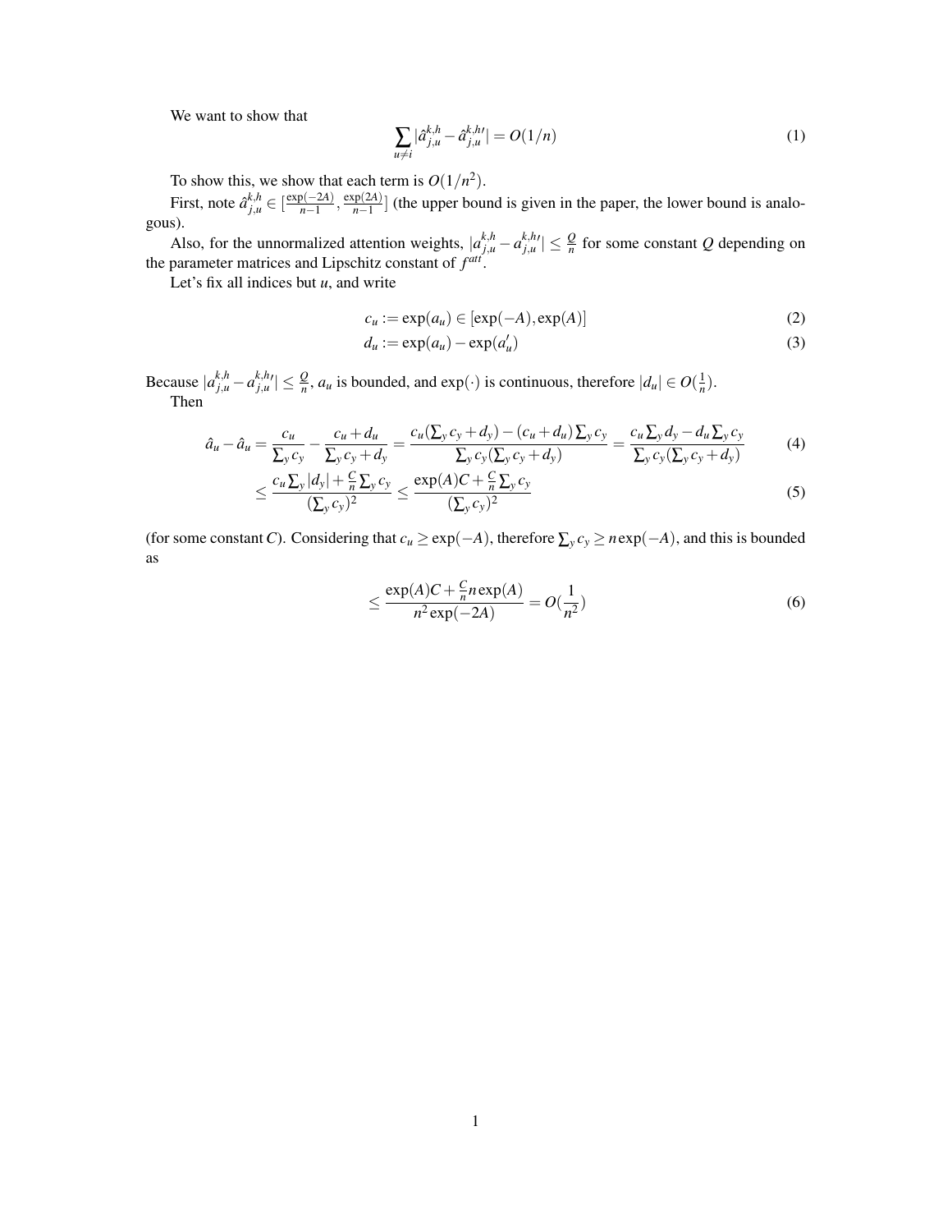We want to show that

$$\sum_{u \neq i} |\hat{a}^{k,h}_{j,u} - \hat{a}^{k,h\prime}_{j,u}| = O(1/n) \tag{1}$$

To show this, we show that each term is $O(1/n^2)$.

First, note $\hat{a}^{k,h}_{j,u} \in [\frac{\exp(-2A)}{n-1}, \frac{\exp(2A)}{n-1}]$ (the upper bound is given in the paper, the lower bound is analogous).

Also, for the unnormalized attention weights, $|a^{k,h}_{j,u} - a^{k,h\prime}_{j,u}| \leq \frac{Q}{n}$ for some constant $Q$ depending on the parameter matrices and Lipschitz constant of $f^{att}$.

Let's fix all indices but $u$, and write

$$c_u := \exp(a_u) \in [\exp(-A), \exp(A)] \tag{2}$$

$$d_u := \exp(a_u) - \exp(a'_u) \tag{3}$$

Because $|a^{k,h}_{j,u} - a^{k,h\prime}_{j,u}| \leq \frac{Q}{n}$, $a_u$ is bounded, and $\exp(\cdot)$ is continuous, therefore $|d_u| \in O(\frac{1}{n})$.

Then

$$\hat{a}_u - \hat{a}_u = \frac{c_u}{\sum_y c_y} - \frac{c_u + d_u}{\sum_y c_y + d_y} = \frac{c_u(\sum_y c_y + d_y) - (c_u + d_u)\sum_y c_y}{\sum_y c_y(\sum_y c_y + d_y)} = \frac{c_u \sum_y d_y - d_u \sum_y c_y}{\sum_y c_y(\sum_y c_y + d_y)} \tag{4}$$

$$\leq \frac{c_u \sum_y |d_y| + \frac{C}{n}\sum_y c_y}{(\sum_y c_y)^2} \leq \frac{\exp(A)C + \frac{C}{n}\sum_y c_y}{(\sum_y c_y)^2} \tag{5}$$

(for some constant $C$). Considering that $c_u \geq \exp(-A)$, therefore $\sum_y c_y \geq n\exp(-A)$, and this is bounded as

$$\leq \frac{\exp(A)C + \frac{C}{n} n \exp(A)}{n^2 \exp(-2A)} = O(\frac{1}{n^2}) \tag{6}$$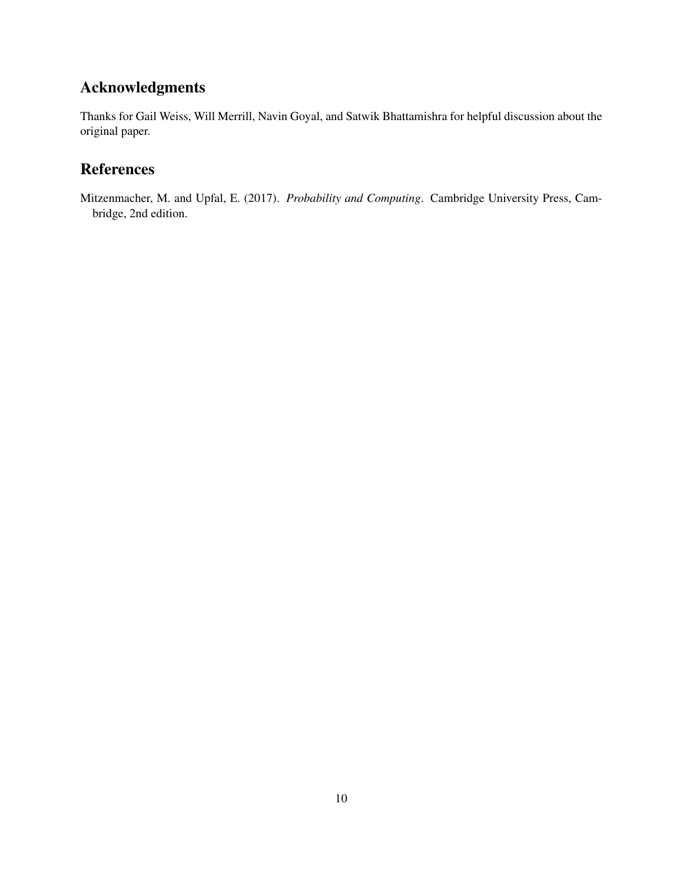## Acknowledgments

Thanks for Gail Weiss, Will Merrill, Navin Goyal, and Satwik Bhattamishra for helpful discussion about the original paper.

## References

Mitzenmacher, M. and Upfal, E. (2017). *Probability and Computing*. Cambridge University Press, Cambridge, 2nd edition.